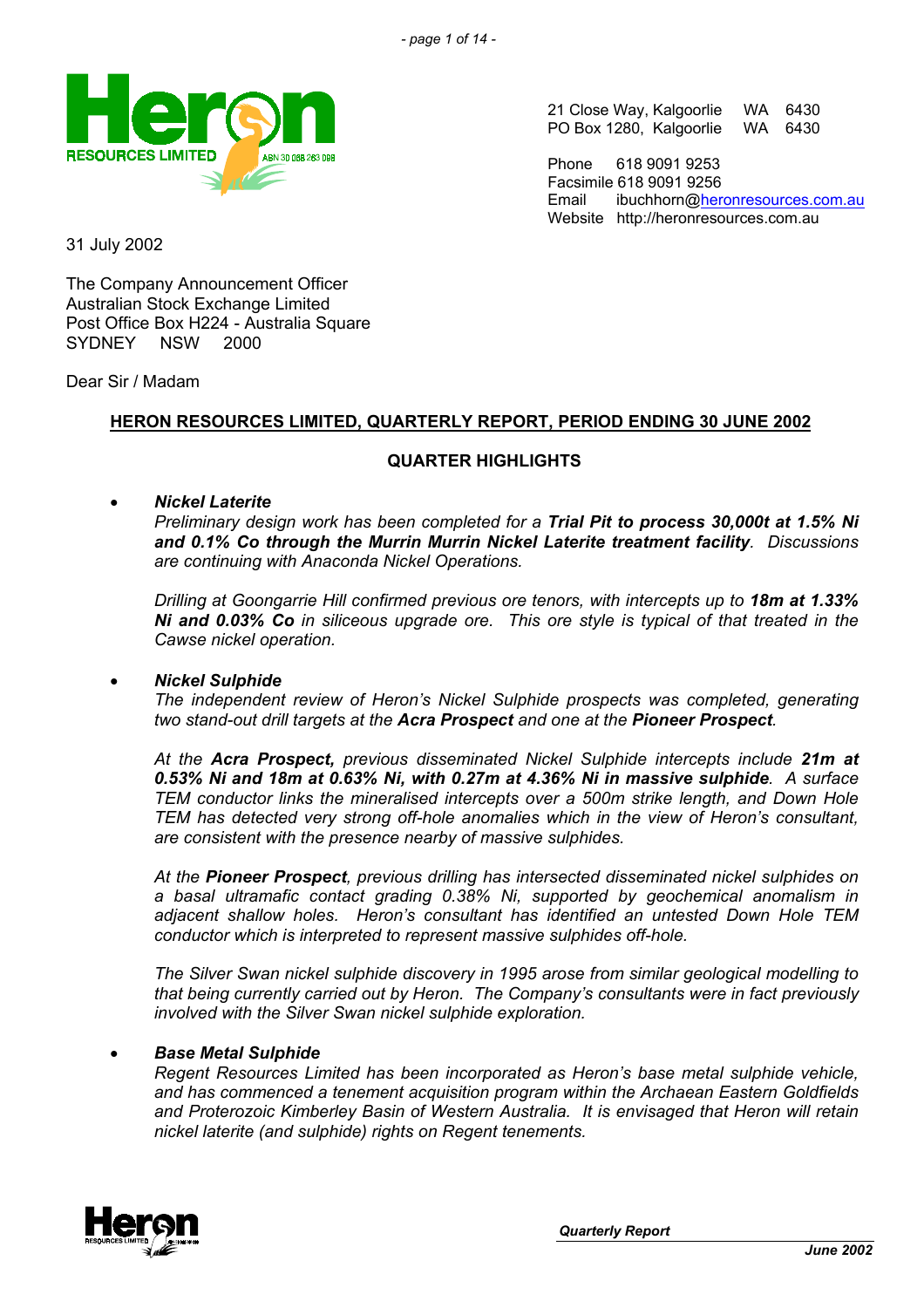21 Close Way, Kalgoorlie WA 6430
PO Box 1280, Kalgoorlie WA 6430

Phone 618 9091 9253
Facsimile 618 9091 9256
Email ibuchhorn@heronresources.com.au
Website http://heronresources.com.au

31 July 2002

The Company Announcement Officer
Australian Stock Exchange Limited
Post Office Box H224 - Australia Square
SYDNEY NSW 2000

Dear Sir / Madam

## HERON RESOURCES LIMITED, QUARTERLY REPORT, PERIOD ENDING 30 JUNE 2002

### QUARTER HIGHLIGHTS

- ***Nickel Laterite***

  *Preliminary design work has been completed for a **Trial Pit to process 30,000t at 1.5% Ni and 0.1% Co through the Murrin Murrin Nickel Laterite treatment facility**. Discussions are continuing with Anaconda Nickel Operations.*

  *Drilling at Goongarrie Hill confirmed previous ore tenors, with intercepts up to **18m at 1.33% Ni and 0.03% Co** in siliceous upgrade ore. This ore style is typical of that treated in the Cawse nickel operation.*

- ***Nickel Sulphide***

  *The independent review of Heron's Nickel Sulphide prospects was completed, generating two stand-out drill targets at the **Acra Prospect** and one at the **Pioneer Prospect**.*

  *At the **Acra Prospect,** previous disseminated Nickel Sulphide intercepts include **21m at 0.53% Ni and 18m at 0.63% Ni, with 0.27m at 4.36% Ni in massive sulphide**. A surface TEM conductor links the mineralised intercepts over a 500m strike length, and Down Hole TEM has detected very strong off-hole anomalies which in the view of Heron's consultant, are consistent with the presence nearby of massive sulphides.*

  *At the **Pioneer Prospect**, previous drilling has intersected disseminated nickel sulphides on a basal ultramafic contact grading 0.38% Ni, supported by geochemical anomalism in adjacent shallow holes. Heron's consultant has identified an untested Down Hole TEM conductor which is interpreted to represent massive sulphides off-hole.*

  *The Silver Swan nickel sulphide discovery in 1995 arose from similar geological modelling to that being currently carried out by Heron. The Company's consultants were in fact previously involved with the Silver Swan nickel sulphide exploration.*

- ***Base Metal Sulphide***

  *Regent Resources Limited has been incorporated as Heron's base metal sulphide vehicle, and has commenced a tenement acquisition program within the Archaean Eastern Goldfields and Proterozoic Kimberley Basin of Western Australia. It is envisaged that Heron will retain nickel laterite (and sulphide) rights on Regent tenements.*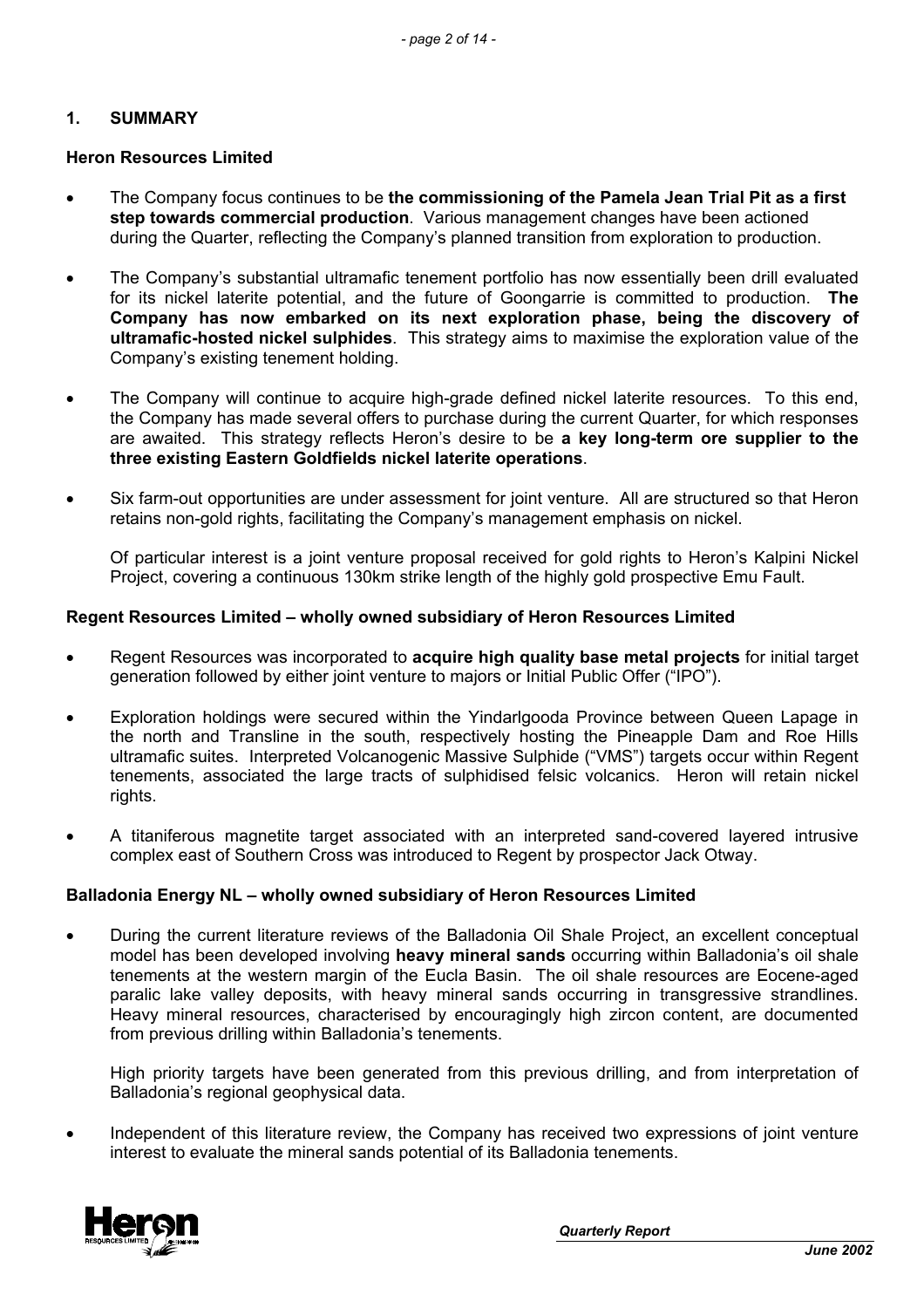# 1. SUMMARY

## Heron Resources Limited

- The Company focus continues to be **the commissioning of the Pamela Jean Trial Pit as a first step towards commercial production**. Various management changes have been actioned during the Quarter, reflecting the Company's planned transition from exploration to production.

- The Company's substantial ultramafic tenement portfolio has now essentially been drill evaluated for its nickel laterite potential, and the future of Goongarrie is committed to production. **The Company has now embarked on its next exploration phase, being the discovery of ultramafic-hosted nickel sulphides**. This strategy aims to maximise the exploration value of the Company's existing tenement holding.

- The Company will continue to acquire high-grade defined nickel laterite resources. To this end, the Company has made several offers to purchase during the current Quarter, for which responses are awaited. This strategy reflects Heron's desire to be **a key long-term ore supplier to the three existing Eastern Goldfields nickel laterite operations**.

- Six farm-out opportunities are under assessment for joint venture. All are structured so that Heron retains non-gold rights, facilitating the Company's management emphasis on nickel.

  Of particular interest is a joint venture proposal received for gold rights to Heron's Kalpini Nickel Project, covering a continuous 130km strike length of the highly gold prospective Emu Fault.

## Regent Resources Limited – wholly owned subsidiary of Heron Resources Limited

- Regent Resources was incorporated to **acquire high quality base metal projects** for initial target generation followed by either joint venture to majors or Initial Public Offer ("IPO").

- Exploration holdings were secured within the Yindarlgooda Province between Queen Lapage in the north and Transline in the south, respectively hosting the Pineapple Dam and Roe Hills ultramafic suites. Interpreted Volcanogenic Massive Sulphide ("VMS") targets occur within Regent tenements, associated the large tracts of sulphidised felsic volcanics. Heron will retain nickel rights.

- A titaniferous magnetite target associated with an interpreted sand-covered layered intrusive complex east of Southern Cross was introduced to Regent by prospector Jack Otway.

## Balladonia Energy NL – wholly owned subsidiary of Heron Resources Limited

- During the current literature reviews of the Balladonia Oil Shale Project, an excellent conceptual model has been developed involving **heavy mineral sands** occurring within Balladonia's oil shale tenements at the western margin of the Eucla Basin. The oil shale resources are Eocene-aged paralic lake valley deposits, with heavy mineral sands occurring in transgressive strandlines. Heavy mineral resources, characterised by encouragingly high zircon content, are documented from previous drilling within Balladonia's tenements.

  High priority targets have been generated from this previous drilling, and from interpretation of Balladonia's regional geophysical data.

- Independent of this literature review, the Company has received two expressions of joint venture interest to evaluate the mineral sands potential of its Balladonia tenements.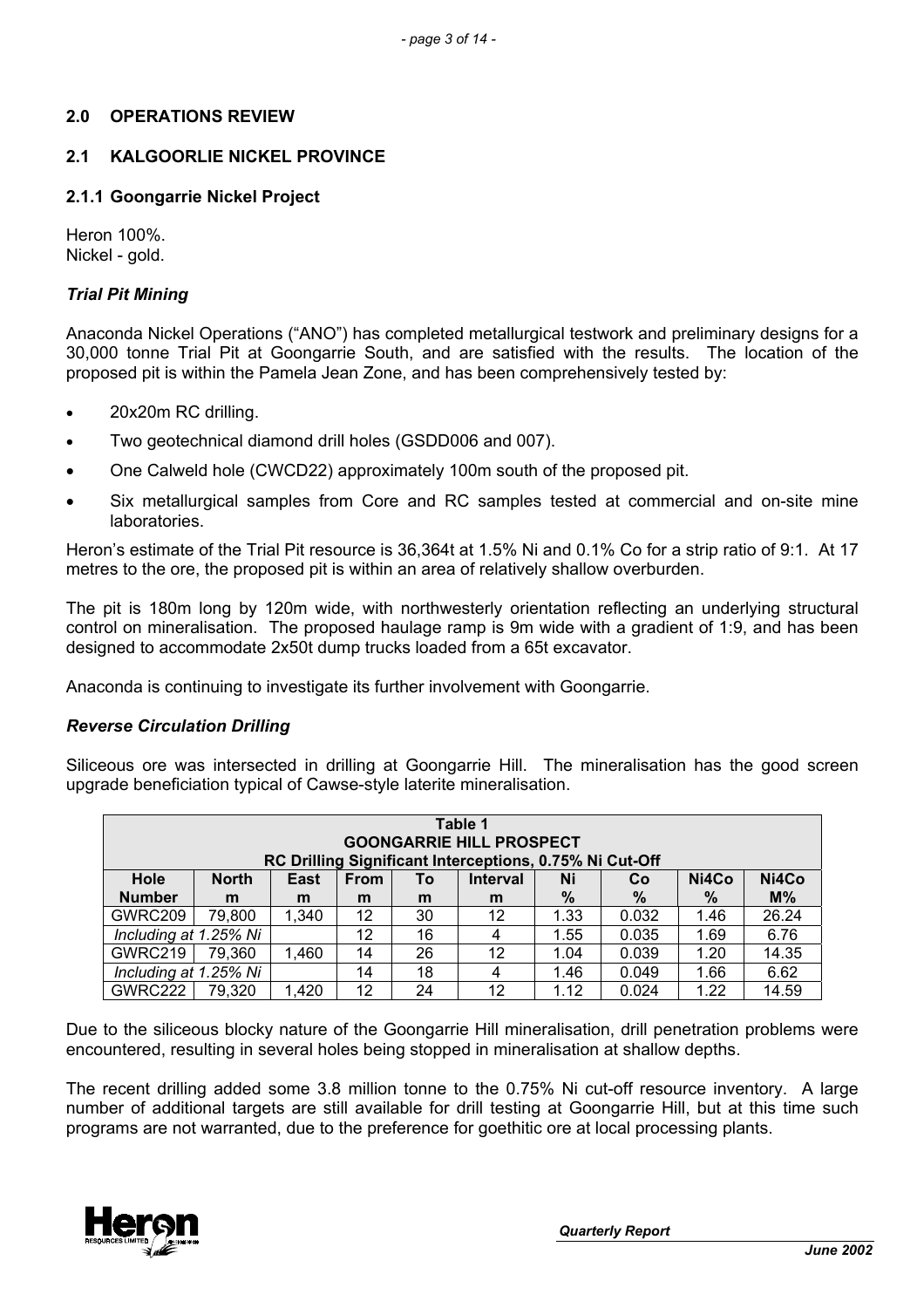## 2.0 OPERATIONS REVIEW

## 2.1 KALGOORLIE NICKEL PROVINCE

### 2.1.1 Goongarrie Nickel Project

Heron 100%.
Nickel - gold.

#### *Trial Pit Mining*

Anaconda Nickel Operations ("ANO") has completed metallurgical testwork and preliminary designs for a 30,000 tonne Trial Pit at Goongarrie South, and are satisfied with the results. The location of the proposed pit is within the Pamela Jean Zone, and has been comprehensively tested by:

- 20x20m RC drilling.
- Two geotechnical diamond drill holes (GSDD006 and 007).
- One Calweld hole (CWCD22) approximately 100m south of the proposed pit.
- Six metallurgical samples from Core and RC samples tested at commercial and on-site mine laboratories.

Heron's estimate of the Trial Pit resource is 36,364t at 1.5% Ni and 0.1% Co for a strip ratio of 9:1. At 17 metres to the ore, the proposed pit is within an area of relatively shallow overburden.

The pit is 180m long by 120m wide, with northwesterly orientation reflecting an underlying structural control on mineralisation. The proposed haulage ramp is 9m wide with a gradient of 1:9, and has been designed to accommodate 2x50t dump trucks loaded from a 65t excavator.

Anaconda is continuing to investigate its further involvement with Goongarrie.

#### *Reverse Circulation Drilling*

Siliceous ore was intersected in drilling at Goongarrie Hill. The mineralisation has the good screen upgrade beneficiation typical of Cawse-style laterite mineralisation.

**Table 1**
**GOONGARRIE HILL PROSPECT**
**RC Drilling Significant Interceptions, 0.75% Ni Cut-Off**

| Hole Number | North m | East m | From m | To m | Interval m | Ni % | Co % | Ni4Co % | Ni4Co M% |
|---|---|---|---|---|---|---|---|---|---|
| GWRC209 | 79,800 | 1,340 | 12 | 30 | 12 | 1.33 | 0.032 | 1.46 | 26.24 |
| *Including at 1.25% Ni* | | | 12 | 16 | 4 | 1.55 | 0.035 | 1.69 | 6.76 |
| GWRC219 | 79,360 | 1,460 | 14 | 26 | 12 | 1.04 | 0.039 | 1.20 | 14.35 |
| *Including at 1.25% Ni* | | | 14 | 18 | 4 | 1.46 | 0.049 | 1.66 | 6.62 |
| GWRC222 | 79,320 | 1,420 | 12 | 24 | 12 | 1.12 | 0.024 | 1.22 | 14.59 |

Due to the siliceous blocky nature of the Goongarrie Hill mineralisation, drill penetration problems were encountered, resulting in several holes being stopped in mineralisation at shallow depths.

The recent drilling added some 3.8 million tonne to the 0.75% Ni cut-off resource inventory. A large number of additional targets are still available for drill testing at Goongarrie Hill, but at this time such programs are not warranted, due to the preference for goethitic ore at local processing plants.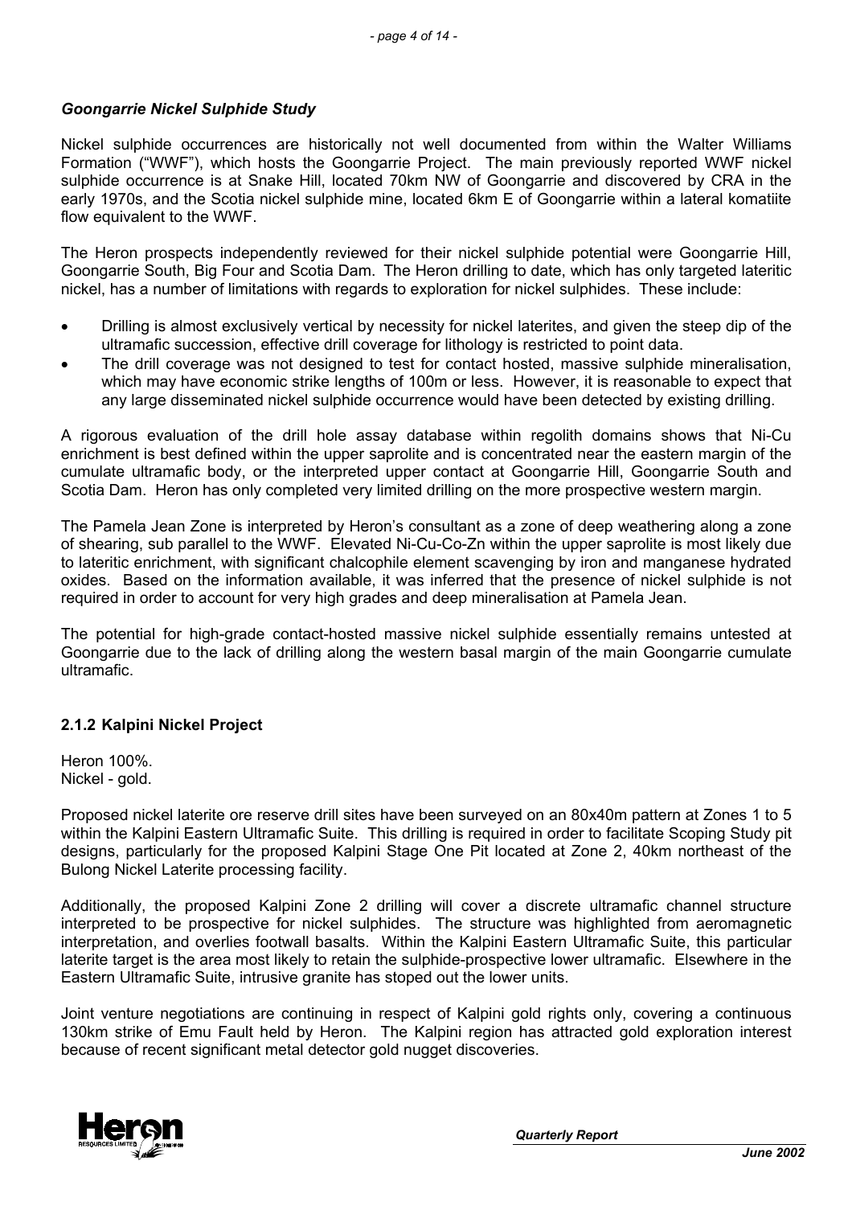### *Goongarrie Nickel Sulphide Study*

Nickel sulphide occurrences are historically not well documented from within the Walter Williams Formation ("WWF"), which hosts the Goongarrie Project. The main previously reported WWF nickel sulphide occurrence is at Snake Hill, located 70km NW of Goongarrie and discovered by CRA in the early 1970s, and the Scotia nickel sulphide mine, located 6km E of Goongarrie within a lateral komatiite flow equivalent to the WWF.

The Heron prospects independently reviewed for their nickel sulphide potential were Goongarrie Hill, Goongarrie South, Big Four and Scotia Dam. The Heron drilling to date, which has only targeted lateritic nickel, has a number of limitations with regards to exploration for nickel sulphides. These include:

- Drilling is almost exclusively vertical by necessity for nickel laterites, and given the steep dip of the ultramafic succession, effective drill coverage for lithology is restricted to point data.
- The drill coverage was not designed to test for contact hosted, massive sulphide mineralisation, which may have economic strike lengths of 100m or less. However, it is reasonable to expect that any large disseminated nickel sulphide occurrence would have been detected by existing drilling.

A rigorous evaluation of the drill hole assay database within regolith domains shows that Ni-Cu enrichment is best defined within the upper saprolite and is concentrated near the eastern margin of the cumulate ultramafic body, or the interpreted upper contact at Goongarrie Hill, Goongarrie South and Scotia Dam. Heron has only completed very limited drilling on the more prospective western margin.

The Pamela Jean Zone is interpreted by Heron's consultant as a zone of deep weathering along a zone of shearing, sub parallel to the WWF. Elevated Ni-Cu-Co-Zn within the upper saprolite is most likely due to lateritic enrichment, with significant chalcophile element scavenging by iron and manganese hydrated oxides. Based on the information available, it was inferred that the presence of nickel sulphide is not required in order to account for very high grades and deep mineralisation at Pamela Jean.

The potential for high-grade contact-hosted massive nickel sulphide essentially remains untested at Goongarrie due to the lack of drilling along the western basal margin of the main Goongarrie cumulate ultramafic.

### 2.1.2 Kalpini Nickel Project

Heron 100%.
Nickel - gold.

Proposed nickel laterite ore reserve drill sites have been surveyed on an 80x40m pattern at Zones 1 to 5 within the Kalpini Eastern Ultramafic Suite. This drilling is required in order to facilitate Scoping Study pit designs, particularly for the proposed Kalpini Stage One Pit located at Zone 2, 40km northeast of the Bulong Nickel Laterite processing facility.

Additionally, the proposed Kalpini Zone 2 drilling will cover a discrete ultramafic channel structure interpreted to be prospective for nickel sulphides. The structure was highlighted from aeromagnetic interpretation, and overlies footwall basalts. Within the Kalpini Eastern Ultramafic Suite, this particular laterite target is the area most likely to retain the sulphide-prospective lower ultramafic. Elsewhere in the Eastern Ultramafic Suite, intrusive granite has stoped out the lower units.

Joint venture negotiations are continuing in respect of Kalpini gold rights only, covering a continuous 130km strike of Emu Fault held by Heron. The Kalpini region has attracted gold exploration interest because of recent significant metal detector gold nugget discoveries.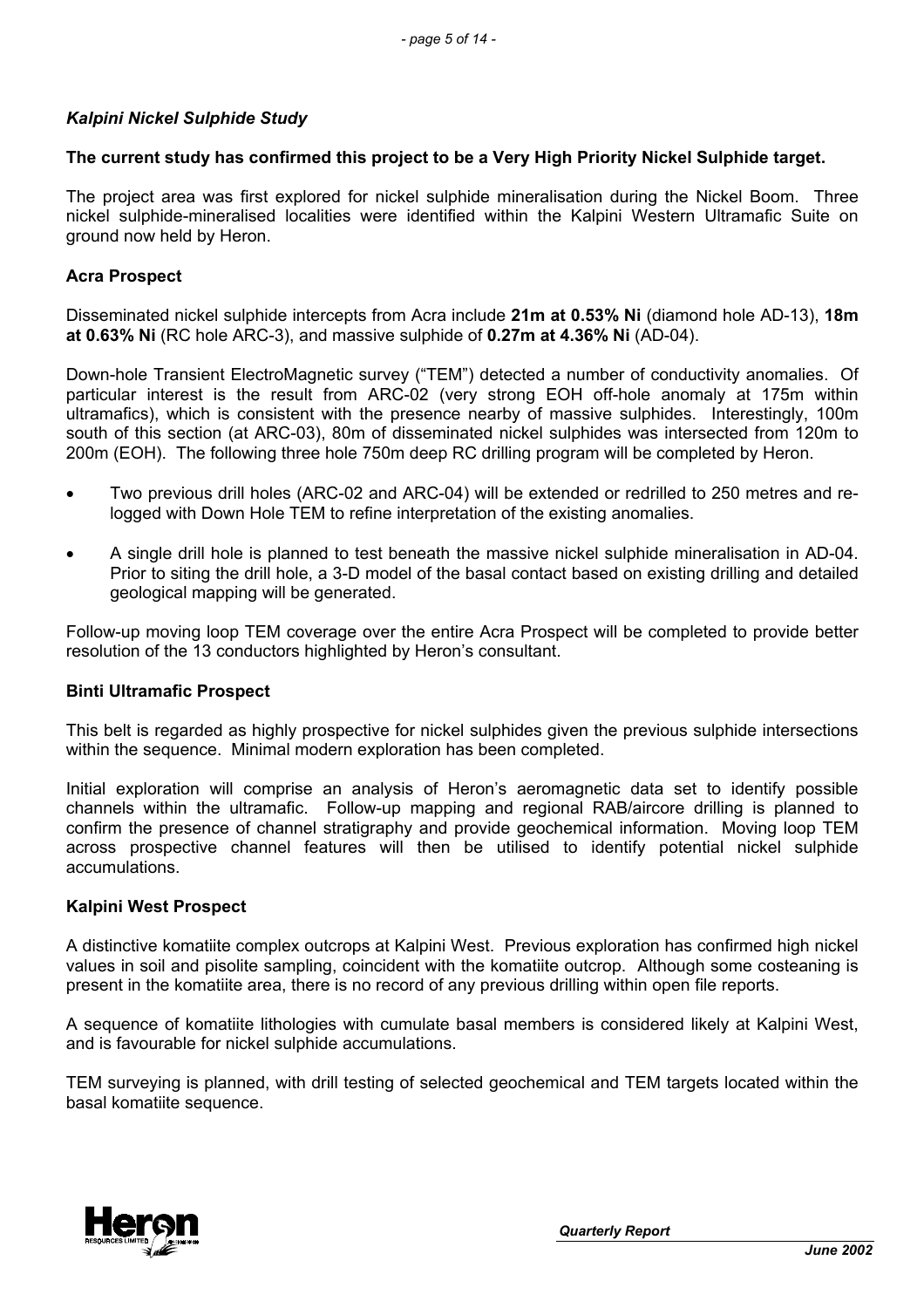### *Kalpini Nickel Sulphide Study*

**The current study has confirmed this project to be a Very High Priority Nickel Sulphide target.**

The project area was first explored for nickel sulphide mineralisation during the Nickel Boom. Three nickel sulphide-mineralised localities were identified within the Kalpini Western Ultramafic Suite on ground now held by Heron.

#### Acra Prospect

Disseminated nickel sulphide intercepts from Acra include **21m at 0.53% Ni** (diamond hole AD-13), **18m at 0.63% Ni** (RC hole ARC-3), and massive sulphide of **0.27m at 4.36% Ni** (AD-04).

Down-hole Transient ElectroMagnetic survey ("TEM") detected a number of conductivity anomalies. Of particular interest is the result from ARC-02 (very strong EOH off-hole anomaly at 175m within ultramafics), which is consistent with the presence nearby of massive sulphides. Interestingly, 100m south of this section (at ARC-03), 80m of disseminated nickel sulphides was intersected from 120m to 200m (EOH). The following three hole 750m deep RC drilling program will be completed by Heron.

- Two previous drill holes (ARC-02 and ARC-04) will be extended or redrilled to 250 metres and re-logged with Down Hole TEM to refine interpretation of the existing anomalies.
- A single drill hole is planned to test beneath the massive nickel sulphide mineralisation in AD-04. Prior to siting the drill hole, a 3-D model of the basal contact based on existing drilling and detailed geological mapping will be generated.

Follow-up moving loop TEM coverage over the entire Acra Prospect will be completed to provide better resolution of the 13 conductors highlighted by Heron's consultant.

#### Binti Ultramafic Prospect

This belt is regarded as highly prospective for nickel sulphides given the previous sulphide intersections within the sequence. Minimal modern exploration has been completed.

Initial exploration will comprise an analysis of Heron's aeromagnetic data set to identify possible channels within the ultramafic. Follow-up mapping and regional RAB/aircore drilling is planned to confirm the presence of channel stratigraphy and provide geochemical information. Moving loop TEM across prospective channel features will then be utilised to identify potential nickel sulphide accumulations.

#### Kalpini West Prospect

A distinctive komatiite complex outcrops at Kalpini West. Previous exploration has confirmed high nickel values in soil and pisolite sampling, coincident with the komatiite outcrop. Although some costeaning is present in the komatiite area, there is no record of any previous drilling within open file reports.

A sequence of komatiite lithologies with cumulate basal members is considered likely at Kalpini West, and is favourable for nickel sulphide accumulations.

TEM surveying is planned, with drill testing of selected geochemical and TEM targets located within the basal komatiite sequence.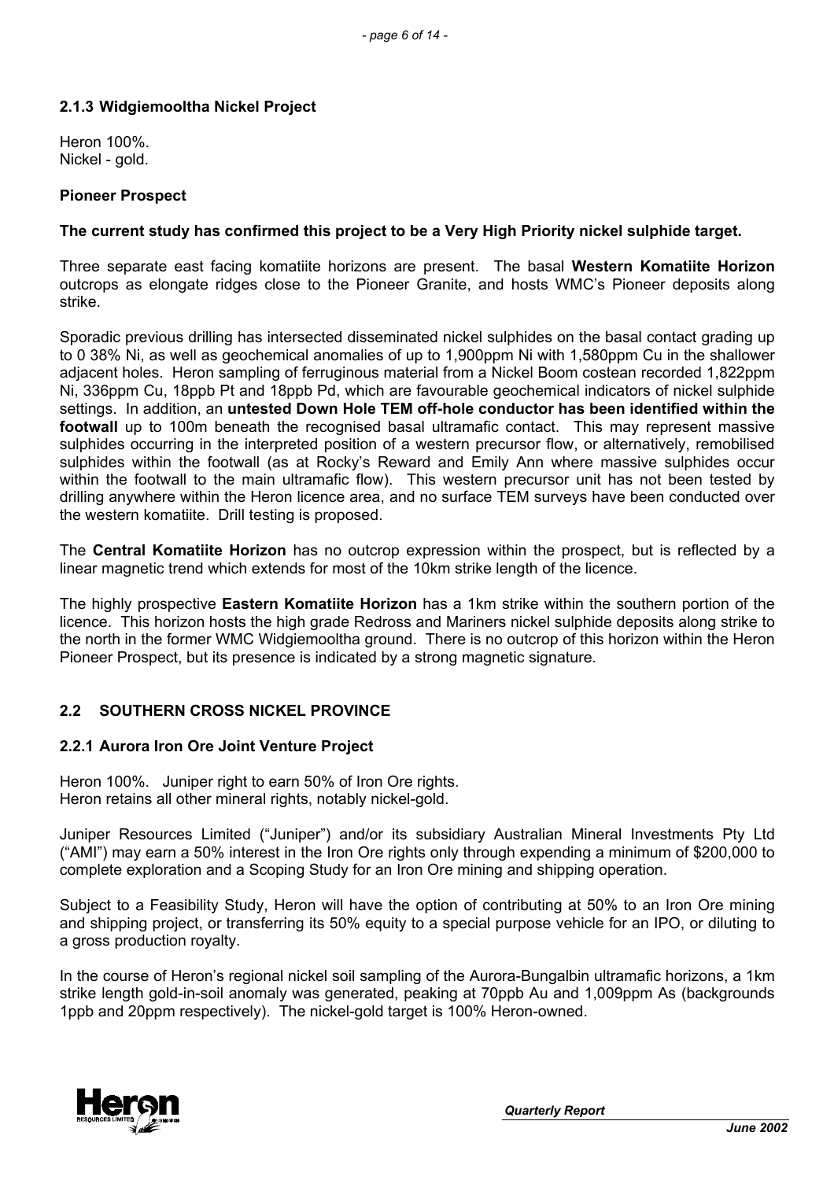### 2.1.3 Widgiemooltha Nickel Project

Heron 100%.
Nickel - gold.

**Pioneer Prospect**

**The current study has confirmed this project to be a Very High Priority nickel sulphide target.**

Three separate east facing komatiite horizons are present. The basal **Western Komatiite Horizon** outcrops as elongate ridges close to the Pioneer Granite, and hosts WMC's Pioneer deposits along strike.

Sporadic previous drilling has intersected disseminated nickel sulphides on the basal contact grading up to 0 38% Ni, as well as geochemical anomalies of up to 1,900ppm Ni with 1,580ppm Cu in the shallower adjacent holes. Heron sampling of ferruginous material from a Nickel Boom costean recorded 1,822ppm Ni, 336ppm Cu, 18ppb Pt and 18ppb Pd, which are favourable geochemical indicators of nickel sulphide settings. In addition, an **untested Down Hole TEM off-hole conductor has been identified within the footwall** up to 100m beneath the recognised basal ultramafic contact. This may represent massive sulphides occurring in the interpreted position of a western precursor flow, or alternatively, remobilised sulphides within the footwall (as at Rocky's Reward and Emily Ann where massive sulphides occur within the footwall to the main ultramafic flow). This western precursor unit has not been tested by drilling anywhere within the Heron licence area, and no surface TEM surveys have been conducted over the western komatiite. Drill testing is proposed.

The **Central Komatiite Horizon** has no outcrop expression within the prospect, but is reflected by a linear magnetic trend which extends for most of the 10km strike length of the licence.

The highly prospective **Eastern Komatiite Horizon** has a 1km strike within the southern portion of the licence. This horizon hosts the high grade Redross and Mariners nickel sulphide deposits along strike to the north in the former WMC Widgiemooltha ground. There is no outcrop of this horizon within the Heron Pioneer Prospect, but its presence is indicated by a strong magnetic signature.

## 2.2 SOUTHERN CROSS NICKEL PROVINCE

### 2.2.1 Aurora Iron Ore Joint Venture Project

Heron 100%. Juniper right to earn 50% of Iron Ore rights.
Heron retains all other mineral rights, notably nickel-gold.

Juniper Resources Limited ("Juniper") and/or its subsidiary Australian Mineral Investments Pty Ltd ("AMI") may earn a 50% interest in the Iron Ore rights only through expending a minimum of $200,000 to complete exploration and a Scoping Study for an Iron Ore mining and shipping operation.

Subject to a Feasibility Study, Heron will have the option of contributing at 50% to an Iron Ore mining and shipping project, or transferring its 50% equity to a special purpose vehicle for an IPO, or diluting to a gross production royalty.

In the course of Heron's regional nickel soil sampling of the Aurora-Bungalbin ultramafic horizons, a 1km strike length gold-in-soil anomaly was generated, peaking at 70ppb Au and 1,009ppm As (backgrounds 1ppb and 20ppm respectively). The nickel-gold target is 100% Heron-owned.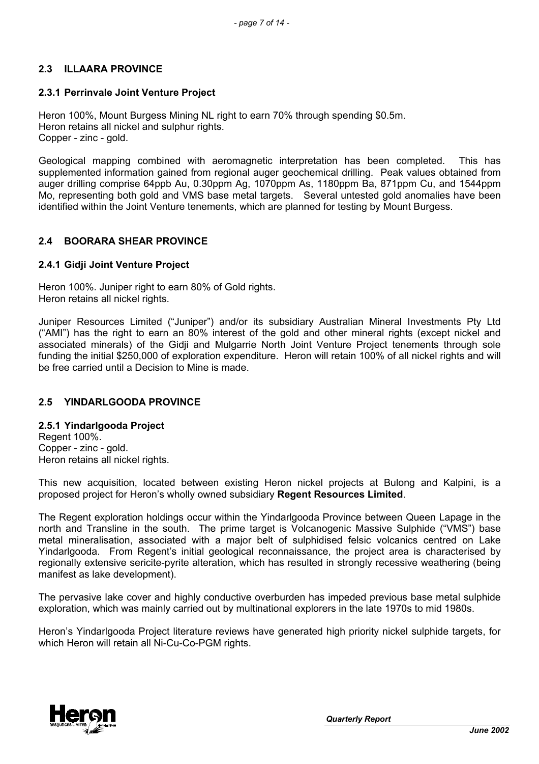## 2.3 ILLAARA PROVINCE

### 2.3.1 Perrinvale Joint Venture Project

Heron 100%, Mount Burgess Mining NL right to earn 70% through spending $0.5m.
Heron retains all nickel and sulphur rights.
Copper - zinc - gold.

Geological mapping combined with aeromagnetic interpretation has been completed. This has supplemented information gained from regional auger geochemical drilling. Peak values obtained from auger drilling comprise 64ppb Au, 0.30ppm Ag, 1070ppm As, 1180ppm Ba, 871ppm Cu, and 1544ppm Mo, representing both gold and VMS base metal targets. Several untested gold anomalies have been identified within the Joint Venture tenements, which are planned for testing by Mount Burgess.

## 2.4 BOORARA SHEAR PROVINCE

### 2.4.1 Gidji Joint Venture Project

Heron 100%. Juniper right to earn 80% of Gold rights.
Heron retains all nickel rights.

Juniper Resources Limited ("Juniper") and/or its subsidiary Australian Mineral Investments Pty Ltd ("AMI") has the right to earn an 80% interest of the gold and other mineral rights (except nickel and associated minerals) of the Gidji and Mulgarrie North Joint Venture Project tenements through sole funding the initial $250,000 of exploration expenditure. Heron will retain 100% of all nickel rights and will be free carried until a Decision to Mine is made.

## 2.5 YINDARLGOODA PROVINCE

### 2.5.1 Yindarlgooda Project

Regent 100%.
Copper - zinc - gold.
Heron retains all nickel rights.

This new acquisition, located between existing Heron nickel projects at Bulong and Kalpini, is a proposed project for Heron's wholly owned subsidiary **Regent Resources Limited**.

The Regent exploration holdings occur within the Yindarlgooda Province between Queen Lapage in the north and Transline in the south. The prime target is Volcanogenic Massive Sulphide ("VMS") base metal mineralisation, associated with a major belt of sulphidised felsic volcanics centred on Lake Yindarlgooda. From Regent's initial geological reconnaissance, the project area is characterised by regionally extensive sericite-pyrite alteration, which has resulted in strongly recessive weathering (being manifest as lake development).

The pervasive lake cover and highly conductive overburden has impeded previous base metal sulphide exploration, which was mainly carried out by multinational explorers in the late 1970s to mid 1980s.

Heron's Yindarlgooda Project literature reviews have generated high priority nickel sulphide targets, for which Heron will retain all Ni-Cu-Co-PGM rights.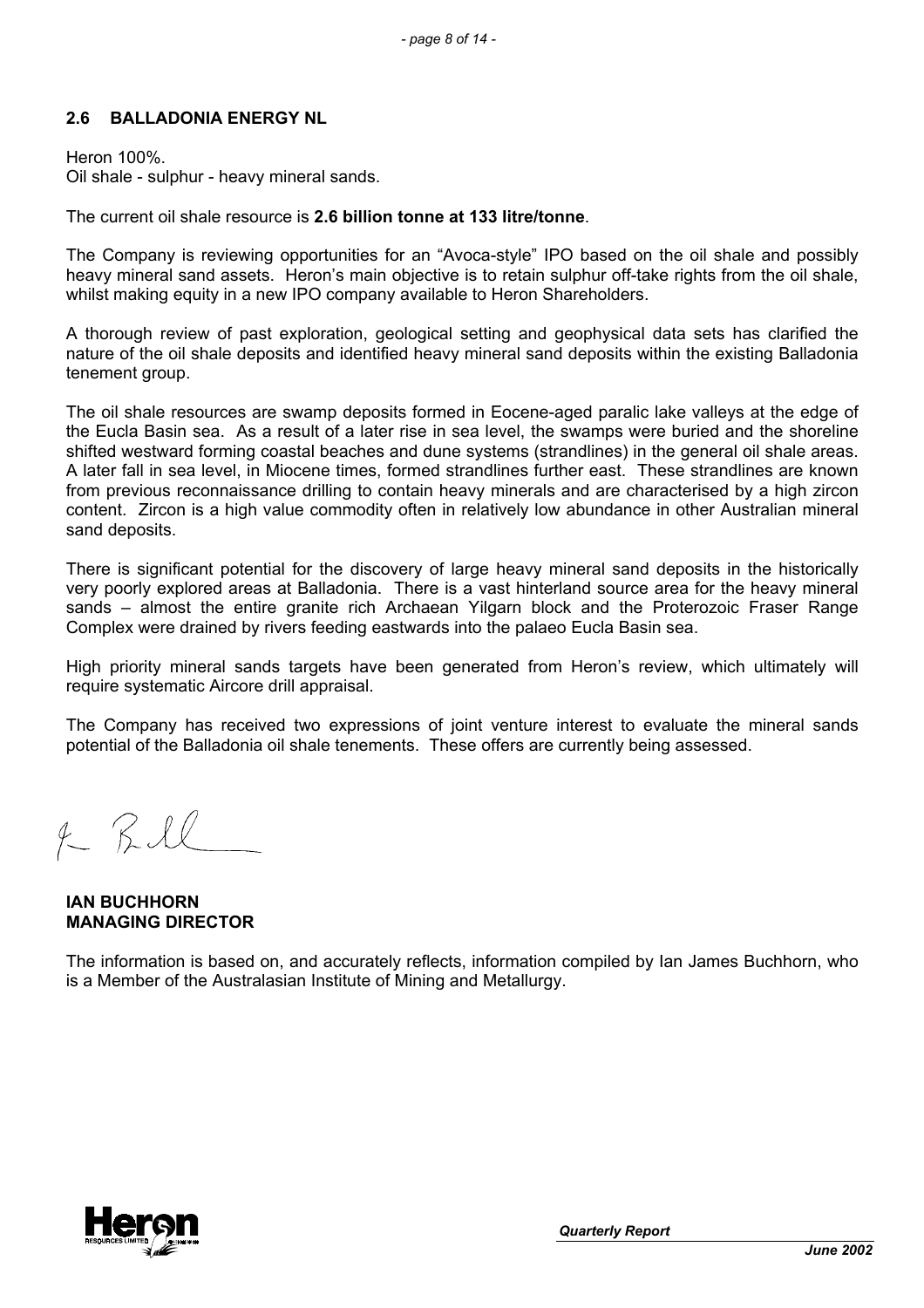## 2.6 BALLADONIA ENERGY NL

Heron 100%.
Oil shale - sulphur - heavy mineral sands.

The current oil shale resource is **2.6 billion tonne at 133 litre/tonne**.

The Company is reviewing opportunities for an "Avoca-style" IPO based on the oil shale and possibly heavy mineral sand assets. Heron's main objective is to retain sulphur off-take rights from the oil shale, whilst making equity in a new IPO company available to Heron Shareholders.

A thorough review of past exploration, geological setting and geophysical data sets has clarified the nature of the oil shale deposits and identified heavy mineral sand deposits within the existing Balladonia tenement group.

The oil shale resources are swamp deposits formed in Eocene-aged paralic lake valleys at the edge of the Eucla Basin sea. As a result of a later rise in sea level, the swamps were buried and the shoreline shifted westward forming coastal beaches and dune systems (strandlines) in the general oil shale areas. A later fall in sea level, in Miocene times, formed strandlines further east. These strandlines are known from previous reconnaissance drilling to contain heavy minerals and are characterised by a high zircon content. Zircon is a high value commodity often in relatively low abundance in other Australian mineral sand deposits.

There is significant potential for the discovery of large heavy mineral sand deposits in the historically very poorly explored areas at Balladonia. There is a vast hinterland source area for the heavy mineral sands – almost the entire granite rich Archaean Yilgarn block and the Proterozoic Fraser Range Complex were drained by rivers feeding eastwards into the palaeo Eucla Basin sea.

High priority mineral sands targets have been generated from Heron's review, which ultimately will require systematic Aircore drill appraisal.

The Company has received two expressions of joint venture interest to evaluate the mineral sands potential of the Balladonia oil shale tenements. These offers are currently being assessed.

**IAN BUCHHORN**
**MANAGING DIRECTOR**

The information is based on, and accurately reflects, information compiled by Ian James Buchhorn, who is a Member of the Australasian Institute of Mining and Metallurgy.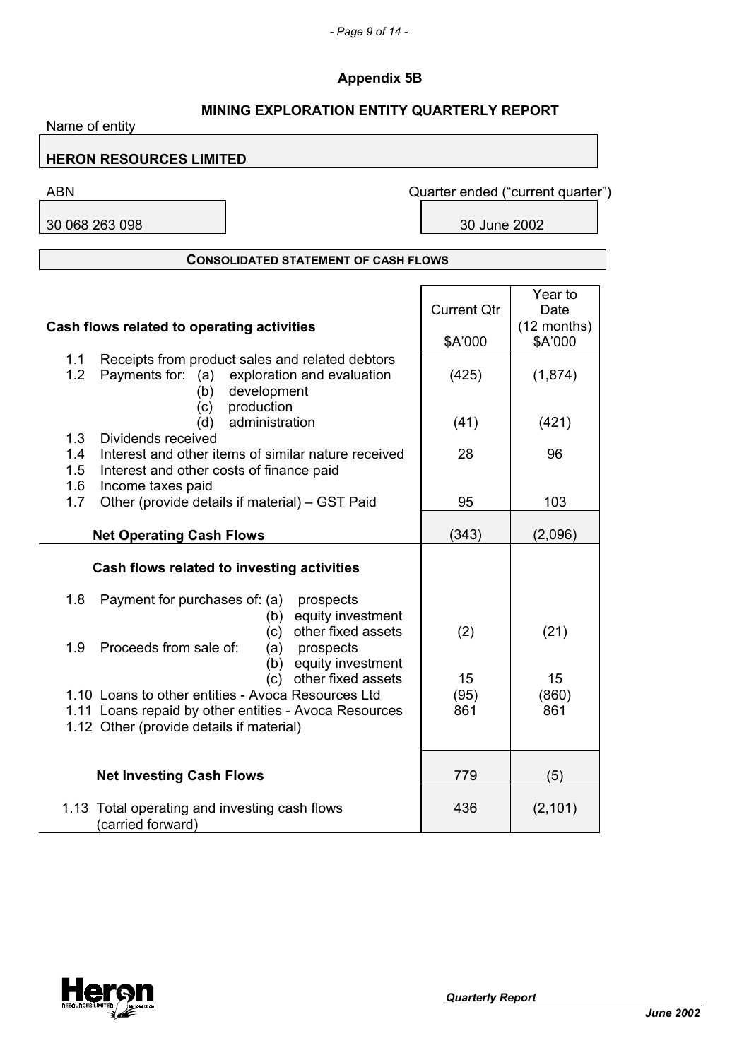# Appendix 5B

## MINING EXPLORATION ENTITY QUARTERLY REPORT

Name of entity

**HERON RESOURCES LIMITED**

| ABN | Quarter ended ("current quarter") |
|---|---|
| 30 068 263 098 | 30 June 2002 |

### CONSOLIDATED STATEMENT OF CASH FLOWS

| Cash flows related to operating activities | Current Qtr $A'000 | Year to Date (12 months) $A'000 |
|---|---|---|
| 1.1 Receipts from product sales and related debtors | | |
| 1.2 Payments for: (a) exploration and evaluation | (425) | (1,874) |
| (b) development | | |
| (c) production | | |
| (d) administration | (41) | (421) |
| 1.3 Dividends received | | |
| 1.4 Interest and other items of similar nature received | 28 | 96 |
| 1.5 Interest and other costs of finance paid | | |
| 1.6 Income taxes paid | | |
| 1.7 Other (provide details if material) – GST Paid | 95 | 103 |
| **Net Operating Cash Flows** | (343) | (2,096) |
| **Cash flows related to investing activities** | | |
| 1.8 Payment for purchases of: (a) prospects | | |
| (b) equity investment | | |
| (c) other fixed assets | (2) | (21) |
| 1.9 Proceeds from sale of: (a) prospects | | |
| (b) equity investment | | |
| (c) other fixed assets | 15 | 15 |
| 1.10 Loans to other entities - Avoca Resources Ltd | (95) | (860) |
| 1.11 Loans repaid by other entities - Avoca Resources | 861 | 861 |
| 1.12 Other (provide details if material) | | |
| **Net Investing Cash Flows** | 779 | (5) |
| 1.13 Total operating and investing cash flows (carried forward) | 436 | (2,101) |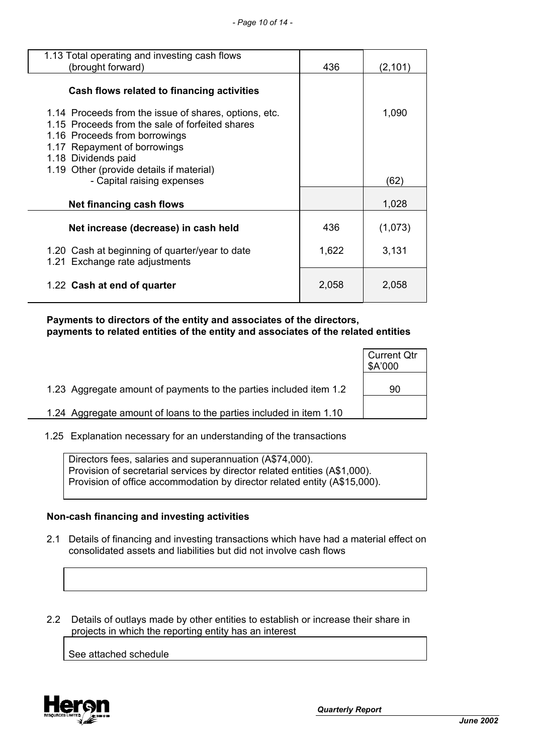| | | |
|---|---|---|
| 1.13 Total operating and investing cash flows (brought forward) | 436 | (2,101) |
| **Cash flows related to financing activities** | | |
| 1.14 Proceeds from the issue of shares, options, etc. | | 1,090 |
| 1.15 Proceeds from the sale of forfeited shares | | |
| 1.16 Proceeds from borrowings | | |
| 1.17 Repayment of borrowings | | |
| 1.18 Dividends paid | | |
| 1.19 Other (provide details if material) | | |
| - Capital raising expenses | | (62) |
| **Net financing cash flows** | | 1,028 |
| **Net increase (decrease) in cash held** | 436 | (1,073) |
| 1.20 Cash at beginning of quarter/year to date | 1,622 | 3,131 |
| 1.21 Exchange rate adjustments | | |
| 1.22 **Cash at end of quarter** | 2,058 | 2,058 |

**Payments to directors of the entity and associates of the directors, payments to related entities of the entity and associates of the related entities**

| | Current Qtr $A'000 |
|---|---|
| 1.23 Aggregate amount of payments to the parties included item 1.2 | 90 |
| 1.24 Aggregate amount of loans to the parties included in item 1.10 | |

1.25 Explanation necessary for an understanding of the transactions

Directors fees, salaries and superannuation (A$74,000).
Provision of secretarial services by director related entities (A$1,000).
Provision of office accommodation by director related entity (A$15,000).

**Non-cash financing and investing activities**

2.1 Details of financing and investing transactions which have had a material effect on consolidated assets and liabilities but did not involve cash flows

2.2 Details of outlays made by other entities to establish or increase their share in projects in which the reporting entity has an interest

See attached schedule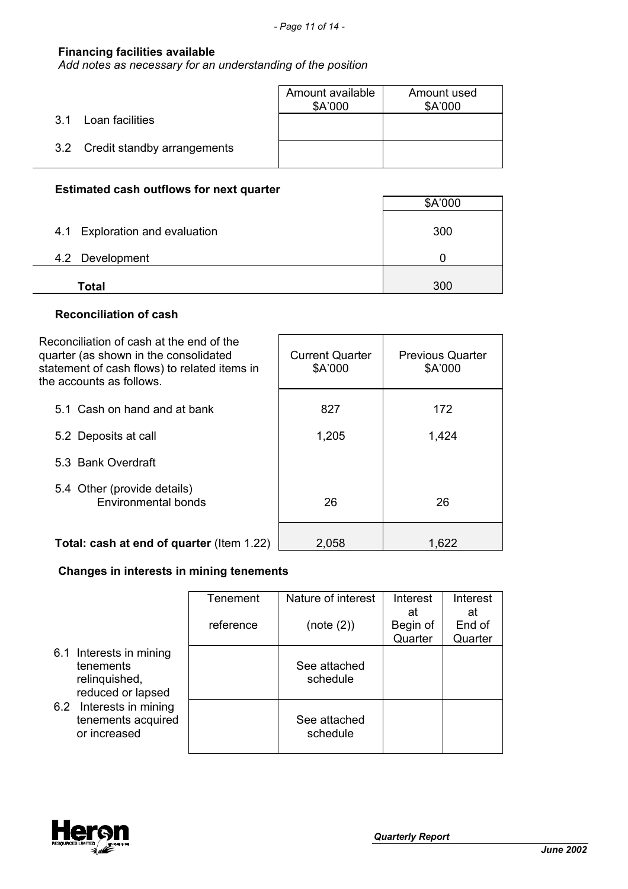**Financing facilities available**
*Add notes as necessary for an understanding of the position*

| | Amount available $A'000 | Amount used $A'000 |
|---|---|---|
| 3.1 Loan facilities | | |
| 3.2 Credit standby arrangements | | |

**Estimated cash outflows for next quarter**

| | $A'000 |
|---|---|
| 4.1 Exploration and evaluation | 300 |
| 4.2 Development | 0 |
| **Total** | 300 |

**Reconciliation of cash**

| Reconciliation of cash at the end of the quarter (as shown in the consolidated statement of cash flows) to related items in the accounts as follows. | Current Quarter $A'000 | Previous Quarter $A'000 |
|---|---|---|
| 5.1 Cash on hand and at bank | 827 | 172 |
| 5.2 Deposits at call | 1,205 | 1,424 |
| 5.3 Bank Overdraft | | |
| 5.4 Other (provide details) Environmental bonds | 26 | 26 |
| **Total: cash at end of quarter** (Item 1.22) | 2,058 | 1,622 |

**Changes in interests in mining tenements**

| | Tenement reference | Nature of interest (note (2)) | Interest at Begin of Quarter | Interest at End of Quarter |
|---|---|---|---|---|
| 6.1 Interests in mining tenements relinquished, reduced or lapsed | | See attached schedule | | |
| 6.2 Interests in mining tenements acquired or increased | | See attached schedule | | |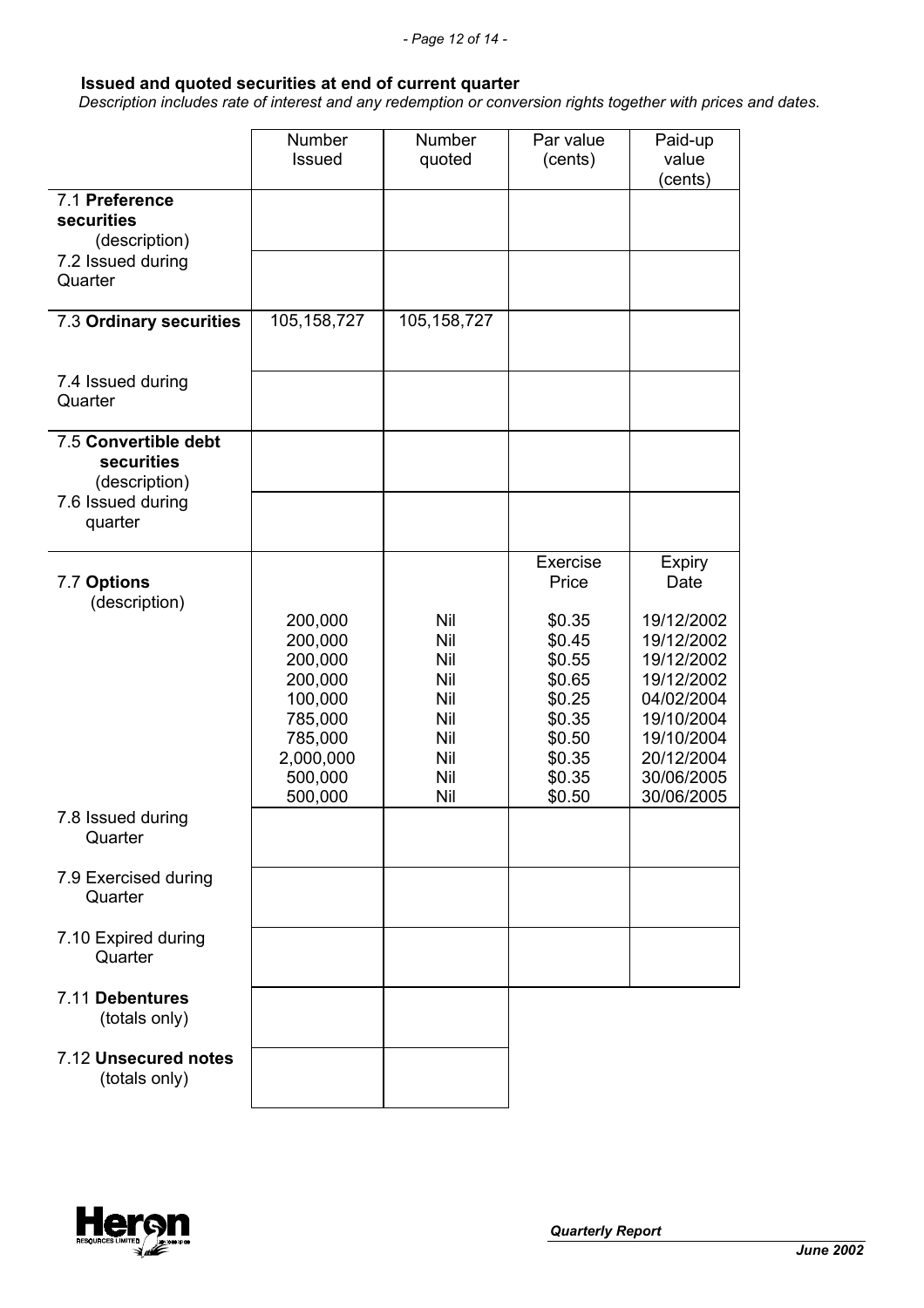**Issued and quoted securities at end of current quarter**

*Description includes rate of interest and any redemption or conversion rights together with prices and dates.*

| | Number Issued | Number quoted | Par value (cents) | Paid-up value (cents) |
|---|---|---|---|---|
| 7.1 **Preference securities** (description) | | | | |
| 7.2 Issued during Quarter | | | | |
| 7.3 **Ordinary securities** | 105,158,727 | 105,158,727 | | |
| 7.4 Issued during Quarter | | | | |
| 7.5 **Convertible debt securities** (description) | | | | |
| 7.6 Issued during quarter | | | | |
| 7.7 **Options** (description) | | | Exercise Price | Expiry Date |
| | 200,000 | Nil | $0.35 | 19/12/2002 |
| | 200,000 | Nil | $0.45 | 19/12/2002 |
| | 200,000 | Nil | $0.55 | 19/12/2002 |
| | 200,000 | Nil | $0.65 | 19/12/2002 |
| | 100,000 | Nil | $0.25 | 04/02/2004 |
| | 785,000 | Nil | $0.35 | 19/10/2004 |
| | 785,000 | Nil | $0.50 | 19/10/2004 |
| | 2,000,000 | Nil | $0.35 | 20/12/2004 |
| | 500,000 | Nil | $0.35 | 30/06/2005 |
| | 500,000 | Nil | $0.50 | 30/06/2005 |
| 7.8 Issued during Quarter | | | | |
| 7.9 Exercised during Quarter | | | | |
| 7.10 Expired during Quarter | | | | |
| 7.11 **Debentures** (totals only) | | | | |
| 7.12 **Unsecured notes** (totals only) | | | | |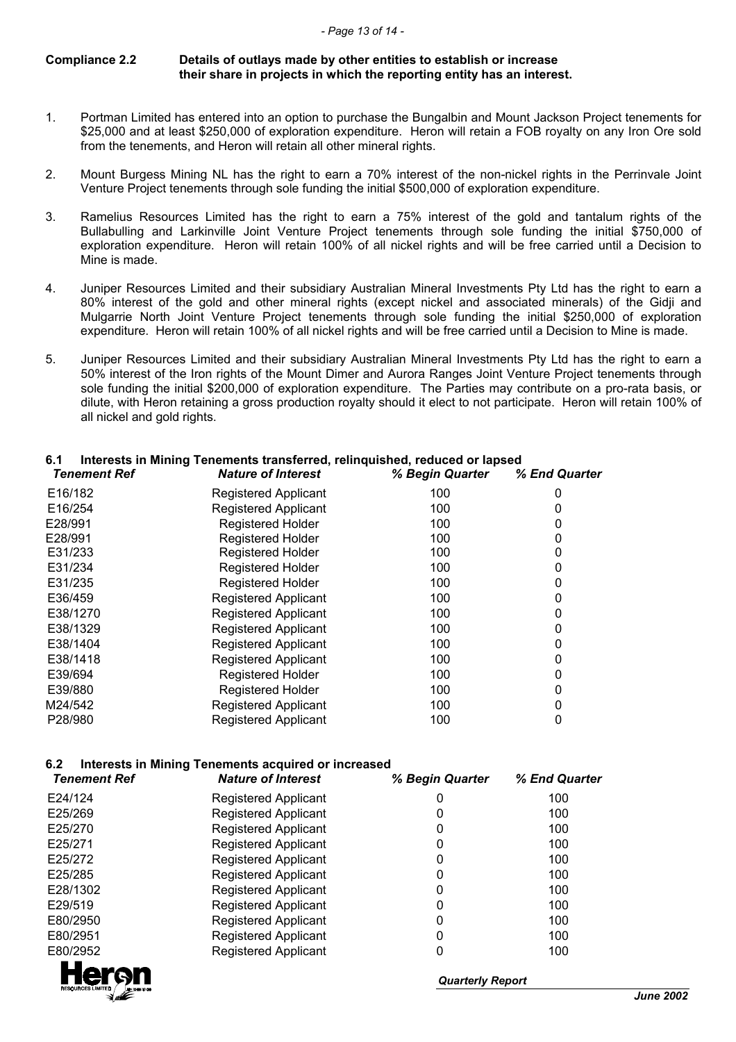**Compliance 2.2 Details of outlays made by other entities to establish or increase their share in projects in which the reporting entity has an interest.**

1. Portman Limited has entered into an option to purchase the Bungalbin and Mount Jackson Project tenements for $25,000 and at least $250,000 of exploration expenditure. Heron will retain a FOB royalty on any Iron Ore sold from the tenements, and Heron will retain all other mineral rights.

2. Mount Burgess Mining NL has the right to earn a 70% interest of the non-nickel rights in the Perrinvale Joint Venture Project tenements through sole funding the initial $500,000 of exploration expenditure.

3. Ramelius Resources Limited has the right to earn a 75% interest of the gold and tantalum rights of the Bullabulling and Larkinville Joint Venture Project tenements through sole funding the initial $750,000 of exploration expenditure. Heron will retain 100% of all nickel rights and will be free carried until a Decision to Mine is made.

4. Juniper Resources Limited and their subsidiary Australian Mineral Investments Pty Ltd has the right to earn a 80% interest of the gold and other mineral rights (except nickel and associated minerals) of the Gidji and Mulgarrie North Joint Venture Project tenements through sole funding the initial $250,000 of exploration expenditure. Heron will retain 100% of all nickel rights and will be free carried until a Decision to Mine is made.

5. Juniper Resources Limited and their subsidiary Australian Mineral Investments Pty Ltd has the right to earn a 50% interest of the Iron rights of the Mount Dimer and Aurora Ranges Joint Venture Project tenements through sole funding the initial $200,000 of exploration expenditure. The Parties may contribute on a pro-rata basis, or dilute, with Heron retaining a gross production royalty should it elect to not participate. Heron will retain 100% of all nickel and gold rights.

## 6.1 Interests in Mining Tenements transferred, relinquished, reduced or lapsed

| *Tenement Ref* | *Nature of Interest* | *% Begin Quarter* | *% End Quarter* |
|---|---|---|---|
| E16/182 | Registered Applicant | 100 | 0 |
| E16/254 | Registered Applicant | 100 | 0 |
| E28/991 | Registered Holder | 100 | 0 |
| E28/991 | Registered Holder | 100 | 0 |
| E31/233 | Registered Holder | 100 | 0 |
| E31/234 | Registered Holder | 100 | 0 |
| E31/235 | Registered Holder | 100 | 0 |
| E36/459 | Registered Applicant | 100 | 0 |
| E38/1270 | Registered Applicant | 100 | 0 |
| E38/1329 | Registered Applicant | 100 | 0 |
| E38/1404 | Registered Applicant | 100 | 0 |
| E38/1418 | Registered Applicant | 100 | 0 |
| E39/694 | Registered Holder | 100 | 0 |
| E39/880 | Registered Holder | 100 | 0 |
| M24/542 | Registered Applicant | 100 | 0 |
| P28/980 | Registered Applicant | 100 | 0 |

## 6.2 Interests in Mining Tenements acquired or increased

| *Tenement Ref* | *Nature of Interest* | *% Begin Quarter* | *% End Quarter* |
|---|---|---|---|
| E24/124 | Registered Applicant | 0 | 100 |
| E25/269 | Registered Applicant | 0 | 100 |
| E25/270 | Registered Applicant | 0 | 100 |
| E25/271 | Registered Applicant | 0 | 100 |
| E25/272 | Registered Applicant | 0 | 100 |
| E25/285 | Registered Applicant | 0 | 100 |
| E28/1302 | Registered Applicant | 0 | 100 |
| E29/519 | Registered Applicant | 0 | 100 |
| E80/2950 | Registered Applicant | 0 | 100 |
| E80/2951 | Registered Applicant | 0 | 100 |
| E80/2952 | Registered Applicant | 0 | 100 |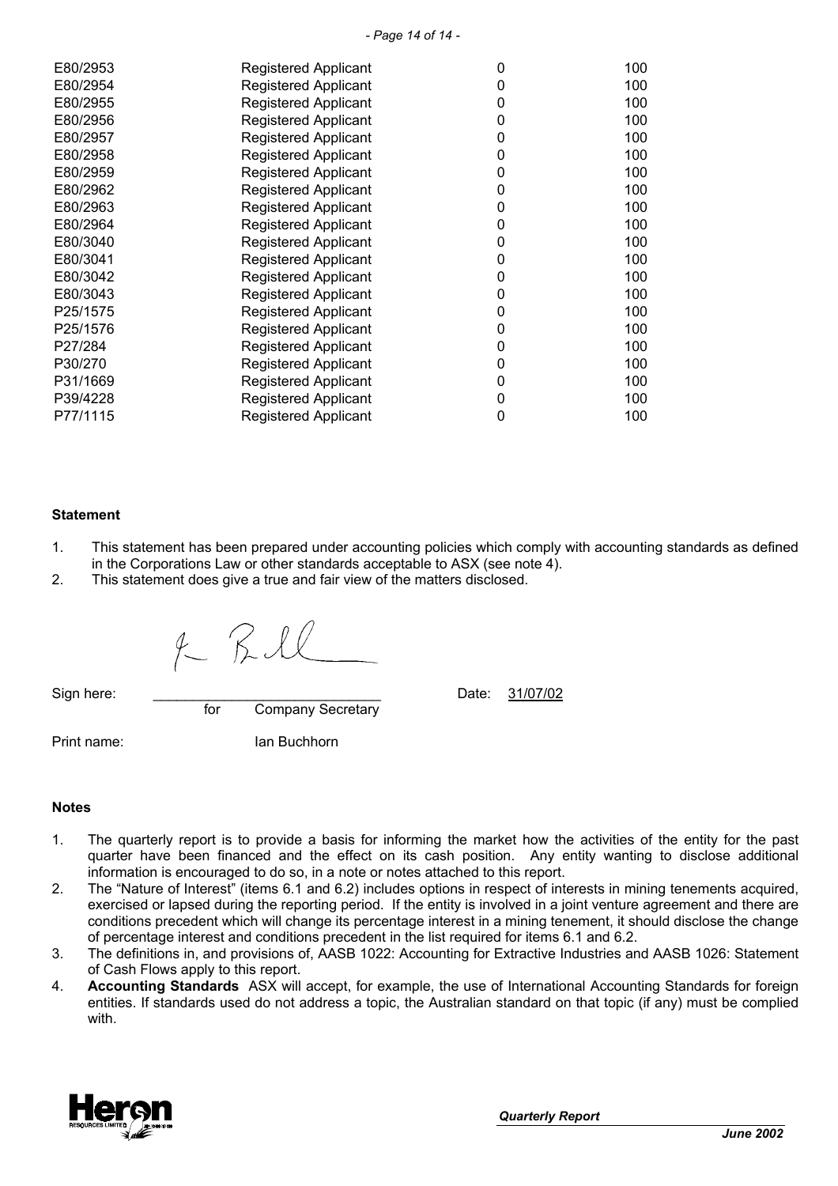| | | | |
|---|---|---|---|
| E80/2953 | Registered Applicant | 0 | 100 |
| E80/2954 | Registered Applicant | 0 | 100 |
| E80/2955 | Registered Applicant | 0 | 100 |
| E80/2956 | Registered Applicant | 0 | 100 |
| E80/2957 | Registered Applicant | 0 | 100 |
| E80/2958 | Registered Applicant | 0 | 100 |
| E80/2959 | Registered Applicant | 0 | 100 |
| E80/2962 | Registered Applicant | 0 | 100 |
| E80/2963 | Registered Applicant | 0 | 100 |
| E80/2964 | Registered Applicant | 0 | 100 |
| E80/3040 | Registered Applicant | 0 | 100 |
| E80/3041 | Registered Applicant | 0 | 100 |
| E80/3042 | Registered Applicant | 0 | 100 |
| E80/3043 | Registered Applicant | 0 | 100 |
| P25/1575 | Registered Applicant | 0 | 100 |
| P25/1576 | Registered Applicant | 0 | 100 |
| P27/284 | Registered Applicant | 0 | 100 |
| P30/270 | Registered Applicant | 0 | 100 |
| P31/1669 | Registered Applicant | 0 | 100 |
| P39/4228 | Registered Applicant | 0 | 100 |
| P77/1115 | Registered Applicant | 0 | 100 |

**Statement**

1. This statement has been prepared under accounting policies which comply with accounting standards as defined in the Corporations Law or other standards acceptable to ASX (see note 4).
2. This statement does give a true and fair view of the matters disclosed.

Sign here: ______________________ for Company Secretary Date: 31/07/02

Print name: Ian Buchhorn

**Notes**

1. The quarterly report is to provide a basis for informing the market how the activities of the entity for the past quarter have been financed and the effect on its cash position. Any entity wanting to disclose additional information is encouraged to do so, in a note or notes attached to this report.
2. The "Nature of Interest" (items 6.1 and 6.2) includes options in respect of interests in mining tenements acquired, exercised or lapsed during the reporting period. If the entity is involved in a joint venture agreement and there are conditions precedent which will change its percentage interest in a mining tenement, it should disclose the change of percentage interest and conditions precedent in the list required for items 6.1 and 6.2.
3. The definitions in, and provisions of, AASB 1022: Accounting for Extractive Industries and AASB 1026: Statement of Cash Flows apply to this report.
4. **Accounting Standards** ASX will accept, for example, the use of International Accounting Standards for foreign entities. If standards used do not address a topic, the Australian standard on that topic (if any) must be complied with.